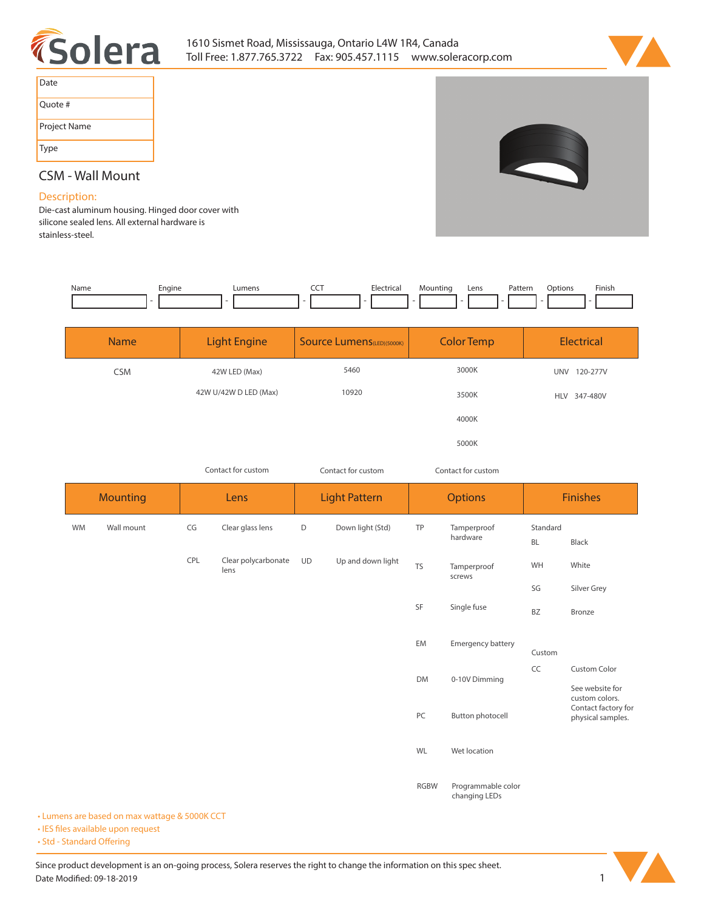# Solera

1610 Sismet Road, Mississauga, Ontario L4W 1R4, Canada
Toll Free: 1.877.765.3722  Fax: 905.457.1115  www.soleracorp.com

| Date |
|---|
| Quote # |
| Project Name |
| Type |

## CSM - Wall Mount

### Description:

Die-cast aluminum housing. Hinged door cover with silicone sealed lens. All external hardware is stainless-steel.

| Name | Engine | Lumens | CCT | Electrical | Mounting | Lens | Pattern | Options | Finish |
|---|---|---|---|---|---|---|---|---|---|
| | - | - | - | - | - | - | - | - | - |

| Name | Light Engine | Source Lumens (LED)(5000K) | Color Temp | Electrical |
|---|---|---|---|---|
| CSM | 42W LED (Max) | 5460 | 3000K | UNV 120-277V |
| | 42W U/42W D LED (Max) | 10920 | 3500K | HLV 347-480V |
| | | | 4000K | |
| | | | 5000K | |
| | Contact for custom | Contact for custom | Contact for custom | |

| Mounting | | Lens | | Light Pattern | | Options | | Finishes | |
|---|---|---|---|---|---|---|---|---|---|
| WM | Wall mount | CG | Clear glass lens | D | Down light (Std) | TP | Tamperproof hardware | Standard | |
| | | | | | | | | BL | Black |
| | | CPL | Clear polycarbonate lens | UD | Up and down light | TS | Tamperproof screws | WH | White |
| | | | | | | | | SG | Silver Grey |
| | | | | | | SF | Single fuse | BZ | Bronze |
| | | | | | | EM | Emergency battery | Custom | |
| | | | | | | DM | 0-10V Dimming | CC | Custom Color |
| | | | | | | | | | See website for custom colors. Contact factory for physical samples. |
| | | | | | | PC | Button photocell | | |
| | | | | | | WL | Wet location | | |
| | | | | | | RGBW | Programmable color changing LEDs | | |

- Lumens are based on max wattage & 5000K CCT
- IES files available upon request
- Std - Standard Offering

Since product development is an on-going process, Solera reserves the right to change the information on this spec sheet.
Date Modified: 09-18-2019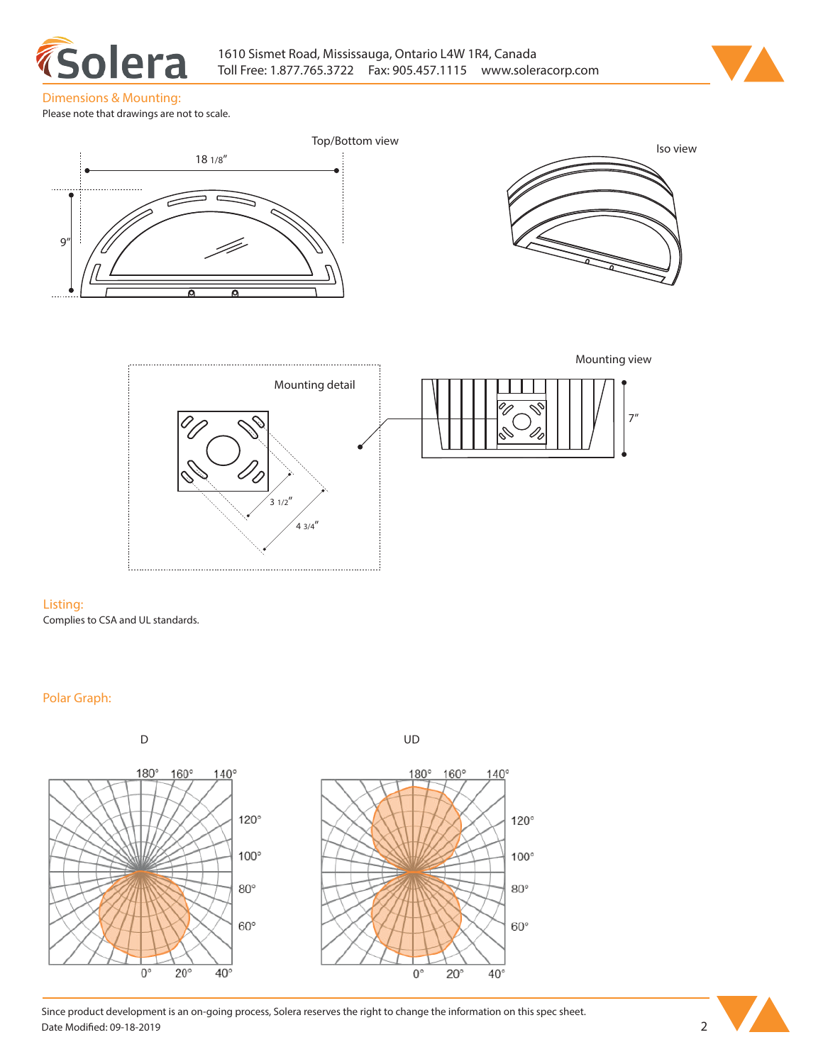## Dimensions & Mounting:

Please note that drawings are not to scale.

Top/Bottom view

18 1/8″

9″

Iso view

Mounting detail

3 1/2″

4 3/4″

Mounting view

7″

## Listing:

Complies to CSA and UL standards.

## Polar Graph:

D

180° 160° 140°
120°
100°
80°
60°
0° 20° 40°

UD

180° 160° 140°
120°
100°
80°
60°
0° 20° 40°

Since product development is an on-going process, Solera reserves the right to change the information on this spec sheet.
Date Modified: 09-18-2019